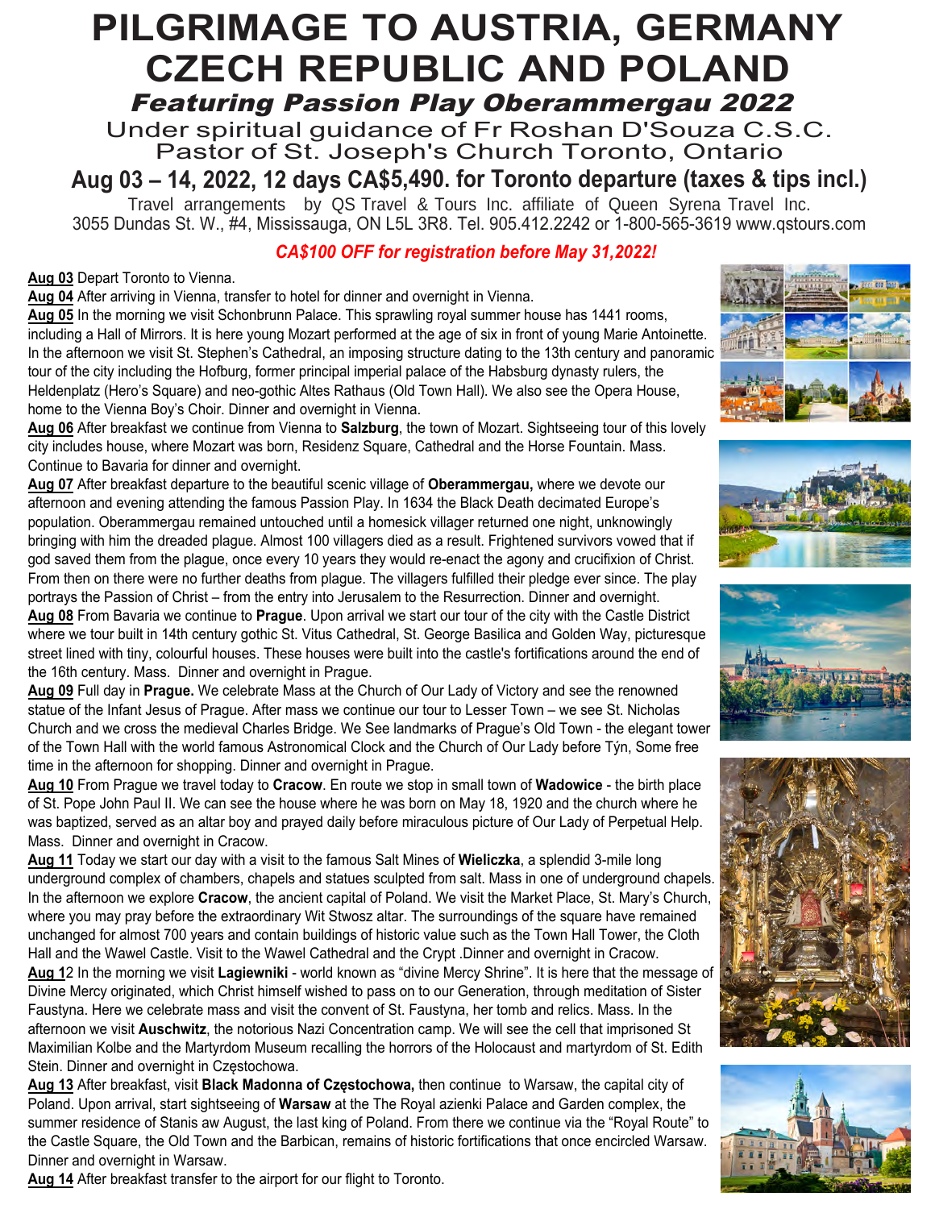# PILGRIMAGE TO AUSTRIA, GERMANY CZECH REPUBLIC AND POLAND

## *Featuring Passion Play Oberammergau 2022*

Under spiritual guidance of Fr Roshan D'Souza C.S.C.
Pastor of St. Joseph's Church Toronto, Ontario

## Aug 03 – 14, 2022, 12 days CA$5,490. for Toronto departure (taxes & tips incl.)

Travel arrangements by QS Travel & Tours Inc. affiliate of Queen Syrena Travel Inc.
3055 Dundas St. W., #4, Mississauga, ON L5L 3R8. Tel. 905.412.2242 or 1-800-565-3619 www.qstours.com

***CA$100 OFF for registration before May 31,2022!***

**Aug 03** Depart Toronto to Vienna.

**Aug 04** After arriving in Vienna, transfer to hotel for dinner and overnight in Vienna.

**Aug 05** In the morning we visit Schonbrunn Palace. This sprawling royal summer house has 1441 rooms, including a Hall of Mirrors. It is here young Mozart performed at the age of six in front of young Marie Antoinette. In the afternoon we visit St. Stephen's Cathedral, an imposing structure dating to the 13th century and panoramic tour of the city including the Hofburg, former principal imperial palace of the Habsburg dynasty rulers, the Heldenplatz (Hero's Square) and neo-gothic Altes Rathaus (Old Town Hall). We also see the Opera House, home to the Vienna Boy's Choir. Dinner and overnight in Vienna.

**Aug 06** After breakfast we continue from Vienna to **Salzburg**, the town of Mozart. Sightseeing tour of this lovely city includes house, where Mozart was born, Residenz Square, Cathedral and the Horse Fountain. Mass. Continue to Bavaria for dinner and overnight.

**Aug 07** After breakfast departure to the beautiful scenic village of **Oberammergau,** where we devote our afternoon and evening attending the famous Passion Play. In 1634 the Black Death decimated Europe's population. Oberammergau remained untouched until a homesick villager returned one night, unknowingly bringing with him the dreaded plague. Almost 100 villagers died as a result. Frightened survivors vowed that if god saved them from the plague, once every 10 years they would re-enact the agony and crucifixion of Christ. From then on there were no further deaths from plague. The villagers fulfilled their pledge ever since. The play portrays the Passion of Christ – from the entry into Jerusalem to the Resurrection. Dinner and overnight.

**Aug 08** From Bavaria we continue to **Prague**. Upon arrival we start our tour of the city with the Castle District where we tour built in 14th century gothic St. Vitus Cathedral, St. George Basilica and Golden Way, picturesque street lined with tiny, colourful houses. These houses were built into the castle's fortifications around the end of the 16th century. Mass. Dinner and overnight in Prague.

**Aug 09** Full day in **Prague.** We celebrate Mass at the Church of Our Lady of Victory and see the renowned statue of the Infant Jesus of Prague. After mass we continue our tour to Lesser Town – we see St. Nicholas Church and we cross the medieval Charles Bridge. We See landmarks of Prague's Old Town - the elegant tower of the Town Hall with the world famous Astronomical Clock and the Church of Our Lady before Týn, Some free time in the afternoon for shopping. Dinner and overnight in Prague.

**Aug 10** From Prague we travel today to **Cracow**. En route we stop in small town of **Wadowice** - the birth place of St. Pope John Paul II. We can see the house where he was born on May 18, 1920 and the church where he was baptized, served as an altar boy and prayed daily before miraculous picture of Our Lady of Perpetual Help. Mass. Dinner and overnight in Cracow.

**Aug 11** Today we start our day with a visit to the famous Salt Mines of **Wieliczka**, a splendid 3-mile long underground complex of chambers, chapels and statues sculpted from salt. Mass in one of underground chapels. In the afternoon we explore **Cracow**, the ancient capital of Poland. We visit the Market Place, St. Mary's Church, where you may pray before the extraordinary Wit Stwosz altar. The surroundings of the square have remained unchanged for almost 700 years and contain buildings of historic value such as the Town Hall Tower, the Cloth Hall and the Wawel Castle. Visit to the Wawel Cathedral and the Crypt .Dinner and overnight in Cracow.

**Aug 12** In the morning we visit **Lagiewniki** - world known as "divine Mercy Shrine". It is here that the message of Divine Mercy originated, which Christ himself wished to pass on to our Generation, through meditation of Sister Faustyna. Here we celebrate mass and visit the convent of St. Faustyna, her tomb and relics. Mass. In the afternoon we visit **Auschwitz**, the notorious Nazi Concentration camp. We will see the cell that imprisoned St Maximilian Kolbe and the Martyrdom Museum recalling the horrors of the Holocaust and martyrdom of St. Edith Stein. Dinner and overnight in Częstochowa.

**Aug 13** After breakfast, visit **Black Madonna of Częstochowa,** then continue to Warsaw, the capital city of Poland. Upon arrival, start sightseeing of **Warsaw** at the The Royal azienki Palace and Garden complex, the summer residence of Stanis aw August, the last king of Poland. From there we continue via the "Royal Route" to the Castle Square, the Old Town and the Barbican, remains of historic fortifications that once encircled Warsaw. Dinner and overnight in Warsaw.

**Aug 14** After breakfast transfer to the airport for our flight to Toronto.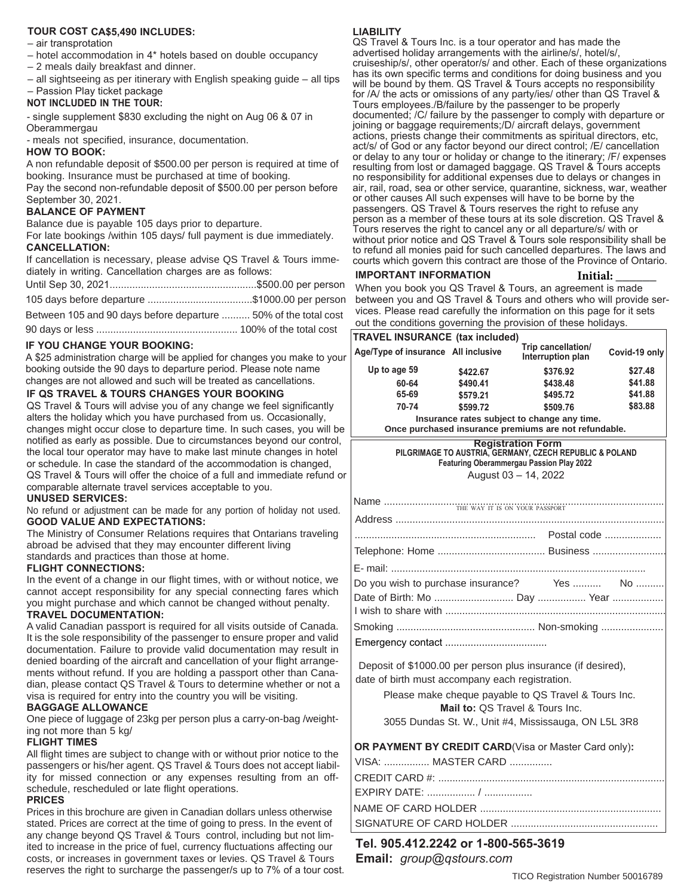## TOUR COST CA$5,490 INCLUDES:

– air transprotation
– hotel accommodation in 4* hotels based on double occupancy
– 2 meals daily breakfast and dinner.
– all sightseeing as per itinerary with English speaking guide – all tips
– Passion Play ticket package

### NOT INCLUDED IN THE TOUR:

- single supplement $830 excluding the night on Aug 06 & 07 in Oberammergau
- meals not specified, insurance, documentation.

### HOW TO BOOK:

A non refundable deposit of $500.00 per person is required at time of booking. Insurance must be purchased at time of booking.
Pay the second non-refundable deposit of $500.00 per person before September 30, 2021.

### BALANCE OF PAYMENT

Balance due is payable 105 days prior to departure.
For late bookings /within 105 days/ full payment is due immediately.

### CANCELLATION:

If cancellation is necessary, please advise QS Travel & Tours immediately in writing. Cancellation charges are as follows:

Until Sep 30, 2021....................................................$500.00 per person
105 days before departure .....................................$1000.00 per person
Between 105 and 90 days before departure .......... 50% of the total cost
90 days or less .................................................. 100% of the total cost

### IF YOU CHANGE YOUR BOOKING:

A $25 administration charge will be applied for changes you make to your booking outside the 90 days to departure period. Please note name changes are not allowed and such will be treated as cancellations.

### IF QS TRAVEL & TOURS CHANGES YOUR BOOKING

QS Travel & Tours will advise you of any change we feel significantly alters the holiday which you have purchased from us. Occasionally, changes might occur close to departure time. In such cases, you will be notified as early as possible. Due to circumstances beyond our control, the local tour operator may have to make last minute changes in hotel or schedule. In case the standard of the accommodation is changed, QS Travel & Tours will offer the choice of a full and immediate refund or comparable alternate travel services acceptable to you.

### UNUSED SERVICES:

No refund or adjustment can be made for any portion of holiday not used.

### GOOD VALUE AND EXPECTATIONS:

The Ministry of Consumer Relations requires that Ontarians traveling abroad be advised that they may encounter different living standards and practices than those at home.

### FLIGHT CONNECTIONS:

In the event of a change in our flight times, with or without notice, we cannot accept responsibility for any special connecting fares which you might purchase and which cannot be changed without penalty.

### TRAVEL DOCUMENTATION:

A valid Canadian passport is required for all visits outside of Canada. It is the sole responsibility of the passenger to ensure proper and valid documentation. Failure to provide valid documentation may result in denied boarding of the aircraft and cancellation of your flight arrangements without refund. If you are holding a passport other than Canadian, please contact QS Travel & Tours to determine whether or not a visa is required for entry into the country you will be visiting.

### BAGGAGE ALLOWANCE

One piece of luggage of 23kg per person plus a carry-on-bag /weighting not more than 5 kg/

### FLIGHT TIMES

All flight times are subject to change with or without prior notice to the passengers or his/her agent. QS Travel & Tours does not accept liability for missed connection or any expenses resulting from an off-schedule, rescheduled or late flight operations.

### PRICES

Prices in this brochure are given in Canadian dollars unless otherwise stated. Prices are correct at the time of going to press. In the event of any change beyond QS Travel & Tours control, including but not limited to increase in the price of fuel, currency fluctuations affecting our costs, or increases in government taxes or levies. QS Travel & Tours reserves the right to surcharge the passenger/s up to 7% of a tour cost.

### LIABILITY

QS Travel & Tours Inc. is a tour operator and has made the advertised holiday arrangements with the airline/s/, hotel/s/, cruiseship/s/, other operator/s/ and other. Each of these organizations has its own specific terms and conditions for doing business and you will be bound by them. QS Travel & Tours accepts no responsibility for /A/ the acts or omissions of any party/ies/ other than QS Travel & Tours employees./B/failure by the passenger to be properly documented; /C/ failure by the passenger to comply with departure or joining or baggage requirements;/D/ aircraft delays, government actions, priests change their commitments as spiritual directors, etc, act/s/ of God or any factor beyond our direct control; /E/ cancellation or delay to any tour or holiday or change to the itinerary; /F/ expenses resulting from lost or damaged baggage. QS Travel & Tours accepts no responsibility for additional expenses due to delays or changes in air, rail, road, sea or other service, quarantine, sickness, war, weather or other causes All such expenses will have to be borne by the passengers. QS Travel & Tours reserves the right to refuse any person as a member of these tours at its sole discretion. QS Travel & Tours reserves the right to cancel any or all departure/s/ with or without prior notice and QS Travel & Tours sole responsibility shall be to refund all monies paid for such cancelled departures. The laws and courts which govern this contract are those of the Province of Ontario.

### IMPORTANT INFORMATION

Initial: _______

When you book you QS Travel & Tours, an agreement is made between you and QS Travel & Tours and others who will provide services. Please read carefully the information on this page for it sets out the conditions governing the provision of these holidays.

### TRAVEL INSURANCE (tax included)

| Age/Type of insurance | All inclusive | Trip cancellation/ Interruption plan | Covid-19 only |
|---|---|---|---|
| Up to age 59 | $422.67 | $376.92 | $27.48 |
| 60-64 | $490.41 | $438.48 | $41.88 |
| 65-69 | $579.21 | $495.72 | $41.88 |
| 70-74 | $599.72 | $509.76 | $83.88 |

**Insurance rates subject to change any time.**
**Once purchased insurance premiums are not refundable.**

## Registration Form

**PILGRIMAGE TO AUSTRIA, GERMANY, CZECH REPUBLIC & POLAND**
**Featuring Oberammergau Passion Play 2022**
August 03 – 14, 2022

Name .............................................................................................
THE WAY IT IS ON YOUR PASSPORT
Address ..........................................................................................
................................................................ Postal code ....................
Telephone: Home ...................................... Business ..........................
E- mail: .........................................................................................
Do you wish to purchase insurance? Yes .......... No ..........
Date of Birth: Mo ............................ Day ................. Year ..................
I wish to share with .............................................................................
Smoking ................................................. Non-smoking ......................
Emergency contact ....................................

Deposit of $1000.00 per person plus insurance (if desired), date of birth must accompany each registration.

Please make cheque payable to QS Travel & Tours Inc.
**Mail to:** QS Travel & Tours Inc.
3055 Dundas St. W., Unit #4, Mississauga, ON L5L 3R8

**OR PAYMENT BY CREDIT CARD**(Visa or Master Card only)**:**
VISA: ................ MASTER CARD ...............
CREDIT CARD #: ...............................................................................
EXPIRY DATE: ................. / .................
NAME OF CARD HOLDER ...............................................................
SIGNATURE OF CARD HOLDER ...................................................

**Tel. 905.412.2242 or 1-800-565-3619**
**Email:** *group@qstours.com*

TICO Registration Number 50016789